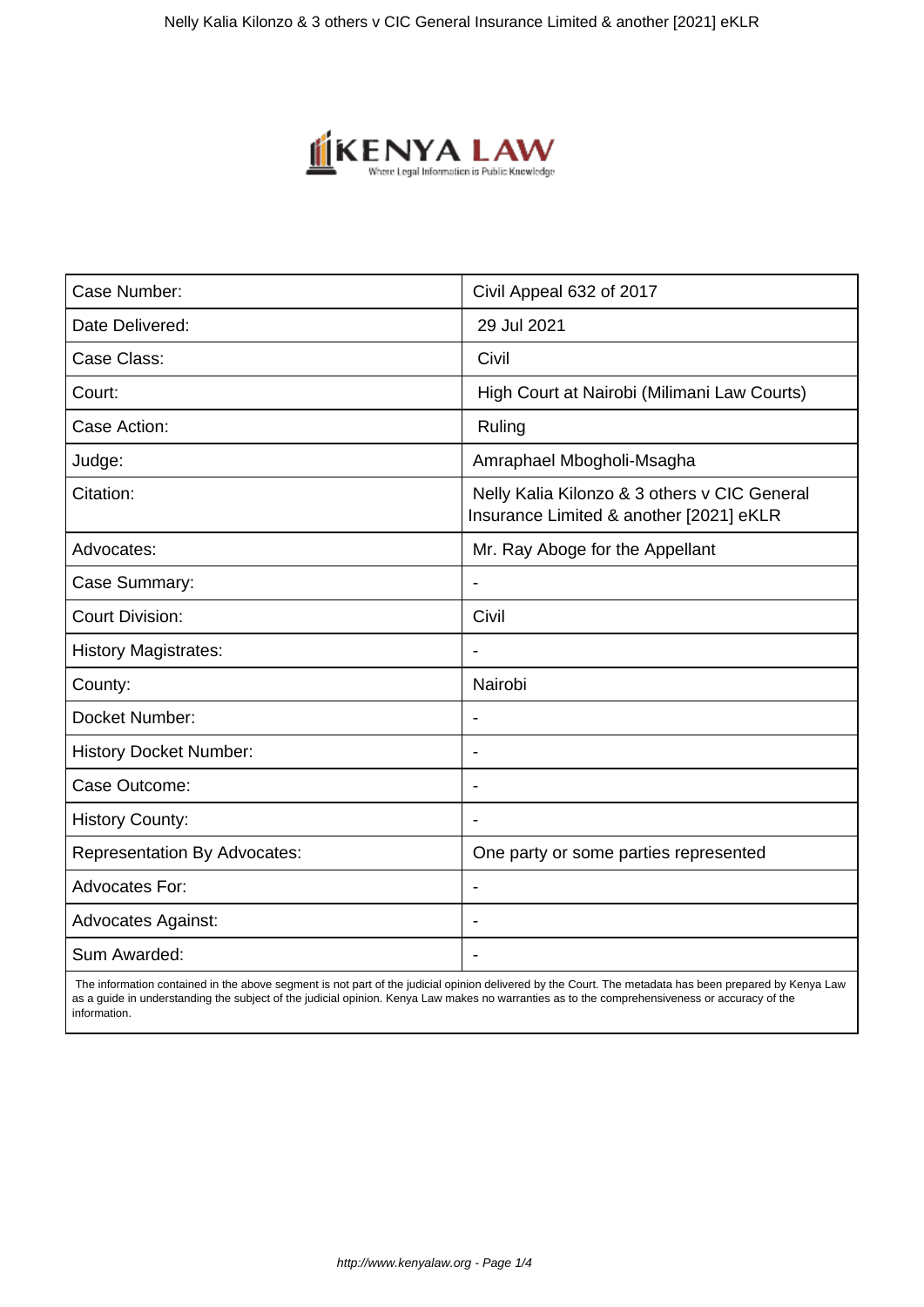| Case Number: | Civil Appeal 632 of 2017 |
| --- | --- |
| Date Delivered: | 29 Jul 2021 |
| Case Class: | Civil |
| Court: | High Court at Nairobi (Milimani Law Courts) |
| Case Action: | Ruling |
| Judge: | Amraphael Mbogholi-Msagha |
| Citation: | Nelly Kalia Kilonzo & 3 others v CIC General Insurance Limited & another [2021] eKLR |
| Advocates: | Mr. Ray Aboge for the Appellant |
| Case Summary: | - |
| Court Division: | Civil |
| History Magistrates: | - |
| County: | Nairobi |
| Docket Number: | - |
| History Docket Number: | - |
| Case Outcome: | - |
| History County: | - |
| Representation By Advocates: | One party or some parties represented |
| Advocates For: | - |
| Advocates Against: | - |
| Sum Awarded: | - |

The information contained in the above segment is not part of the judicial opinion delivered by the Court. The metadata has been prepared by Kenya Law as a guide in understanding the subject of the judicial opinion. Kenya Law makes no warranties as to the comprehensiveness or accuracy of the information.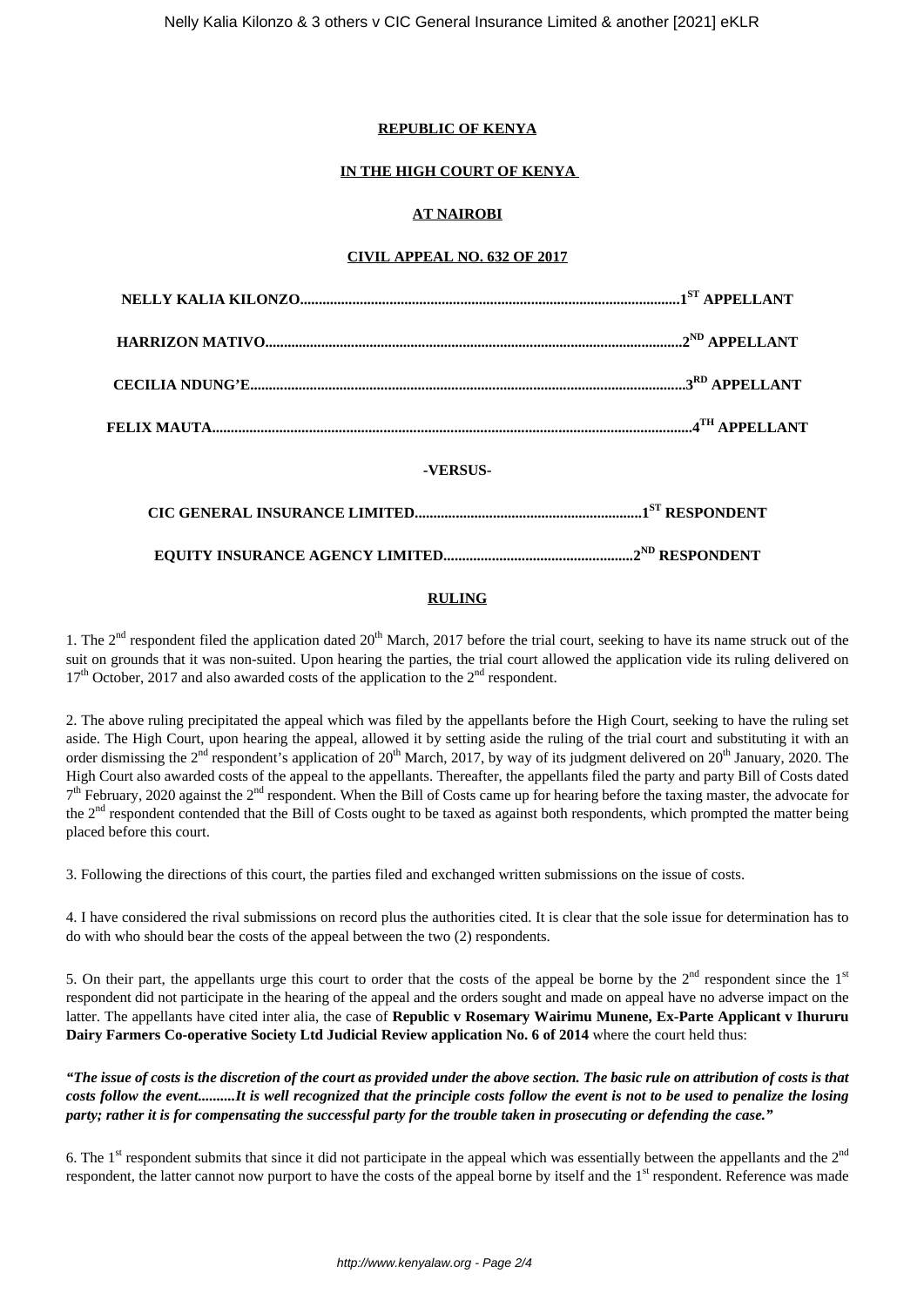**REPUBLIC OF KENYA**

**IN THE HIGH COURT OF KENYA**

**AT NAIROBI**

**CIVIL APPEAL NO. 632 OF 2017**

**NELLY KALIA KILONZO.....................................................................................................1ST APPELLANT**

**HARRIZON MATIVO..............................................................................................................2ND APPELLANT**

**CECILIA NDUNG'E....................................................................................................................3RD APPELLANT**

**FELIX MAUTA..............................................................................................................................4TH APPELLANT**

**-VERSUS-**

**CIC GENERAL INSURANCE LIMITED............................................................1ST RESPONDENT**

**EQUITY INSURANCE AGENCY LIMITED..................................................2ND RESPONDENT**

**RULING**

1. The 2nd respondent filed the application dated 20th March, 2017 before the trial court, seeking to have its name struck out of the suit on grounds that it was non-suited. Upon hearing the parties, the trial court allowed the application vide its ruling delivered on 17th October, 2017 and also awarded costs of the application to the 2nd respondent.

2. The above ruling precipitated the appeal which was filed by the appellants before the High Court, seeking to have the ruling set aside. The High Court, upon hearing the appeal, allowed it by setting aside the ruling of the trial court and substituting it with an order dismissing the 2nd respondent's application of 20th March, 2017, by way of its judgment delivered on 20th January, 2020. The High Court also awarded costs of the appeal to the appellants. Thereafter, the appellants filed the party and party Bill of Costs dated 7th February, 2020 against the 2nd respondent. When the Bill of Costs came up for hearing before the taxing master, the advocate for the 2nd respondent contended that the Bill of Costs ought to be taxed as against both respondents, which prompted the matter being placed before this court.

3. Following the directions of this court, the parties filed and exchanged written submissions on the issue of costs.

4. I have considered the rival submissions on record plus the authorities cited. It is clear that the sole issue for determination has to do with who should bear the costs of the appeal between the two (2) respondents.

5. On their part, the appellants urge this court to order that the costs of the appeal be borne by the 2nd respondent since the 1st respondent did not participate in the hearing of the appeal and the orders sought and made on appeal have no adverse impact on the latter. The appellants have cited inter alia, the case of **Republic v Rosemary Wairimu Munene, Ex-Parte Applicant v Ihururu Dairy Farmers Co-operative Society Ltd Judicial Review application No. 6 of 2014** where the court held thus:

***"The issue of costs is the discretion of the court as provided under the above section. The basic rule on attribution of costs is that costs follow the event..........It is well recognized that the principle costs follow the event is not to be used to penalize the losing party; rather it is for compensating the successful party for the trouble taken in prosecuting or defending the case."***

6. The 1st respondent submits that since it did not participate in the appeal which was essentially between the appellants and the 2nd respondent, the latter cannot now purport to have the costs of the appeal borne by itself and the 1st respondent. Reference was made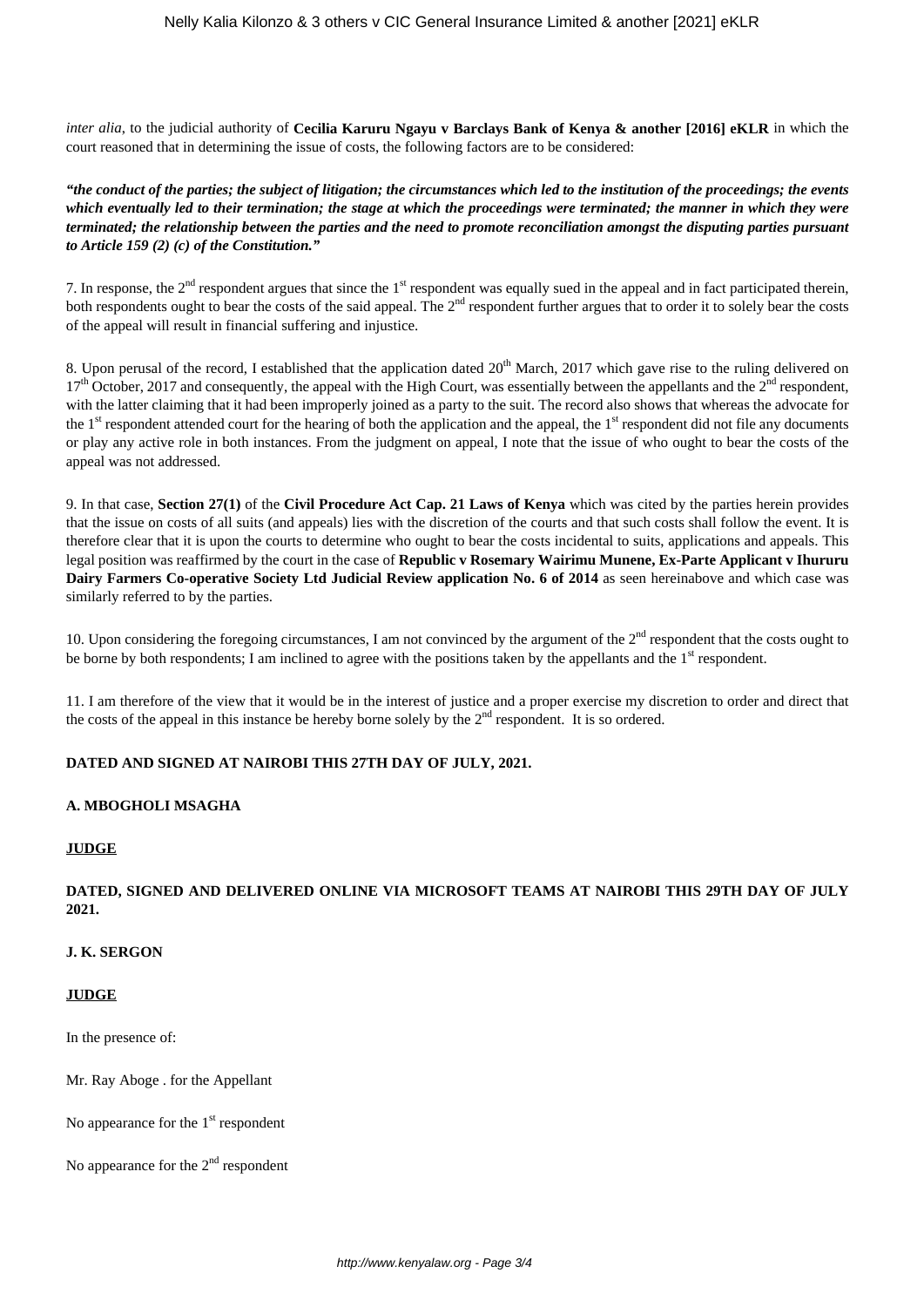*inter alia*, to the judicial authority of **Cecilia Karuru Ngayu v Barclays Bank of Kenya & another [2016] eKLR** in which the court reasoned that in determining the issue of costs, the following factors are to be considered:

***"the conduct of the parties; the subject of litigation; the circumstances which led to the institution of the proceedings; the events which eventually led to their termination; the stage at which the proceedings were terminated; the manner in which they were terminated; the relationship between the parties and the need to promote reconciliation amongst the disputing parties pursuant to Article 159 (2) (c) of the Constitution."***

7. In response, the 2nd respondent argues that since the 1st respondent was equally sued in the appeal and in fact participated therein, both respondents ought to bear the costs of the said appeal. The 2nd respondent further argues that to order it to solely bear the costs of the appeal will result in financial suffering and injustice.

8. Upon perusal of the record, I established that the application dated 20th March, 2017 which gave rise to the ruling delivered on 17th October, 2017 and consequently, the appeal with the High Court, was essentially between the appellants and the 2nd respondent, with the latter claiming that it had been improperly joined as a party to the suit. The record also shows that whereas the advocate for the 1st respondent attended court for the hearing of both the application and the appeal, the 1st respondent did not file any documents or play any active role in both instances. From the judgment on appeal, I note that the issue of who ought to bear the costs of the appeal was not addressed.

9. In that case, **Section 27(1)** of the **Civil Procedure Act Cap. 21 Laws of Kenya** which was cited by the parties herein provides that the issue on costs of all suits (and appeals) lies with the discretion of the courts and that such costs shall follow the event. It is therefore clear that it is upon the courts to determine who ought to bear the costs incidental to suits, applications and appeals. This legal position was reaffirmed by the court in the case of **Republic v Rosemary Wairimu Munene, Ex-Parte Applicant v Ihururu Dairy Farmers Co-operative Society Ltd Judicial Review application No. 6 of 2014** as seen hereinabove and which case was similarly referred to by the parties.

10. Upon considering the foregoing circumstances, I am not convinced by the argument of the 2nd respondent that the costs ought to be borne by both respondents; I am inclined to agree with the positions taken by the appellants and the 1st respondent.

11. I am therefore of the view that it would be in the interest of justice and a proper exercise my discretion to order and direct that the costs of the appeal in this instance be hereby borne solely by the 2nd respondent. It is so ordered.

**DATED AND SIGNED AT NAIROBI THIS 27TH DAY OF JULY, 2021.**

**A. MBOGHOLI MSAGHA**

**JUDGE**

**DATED, SIGNED AND DELIVERED ONLINE VIA MICROSOFT TEAMS AT NAIROBI THIS 29TH DAY OF JULY 2021.**

**J. K. SERGON**

**JUDGE**

In the presence of:

Mr. Ray Aboge . for the Appellant

No appearance for the 1st respondent

No appearance for the 2nd respondent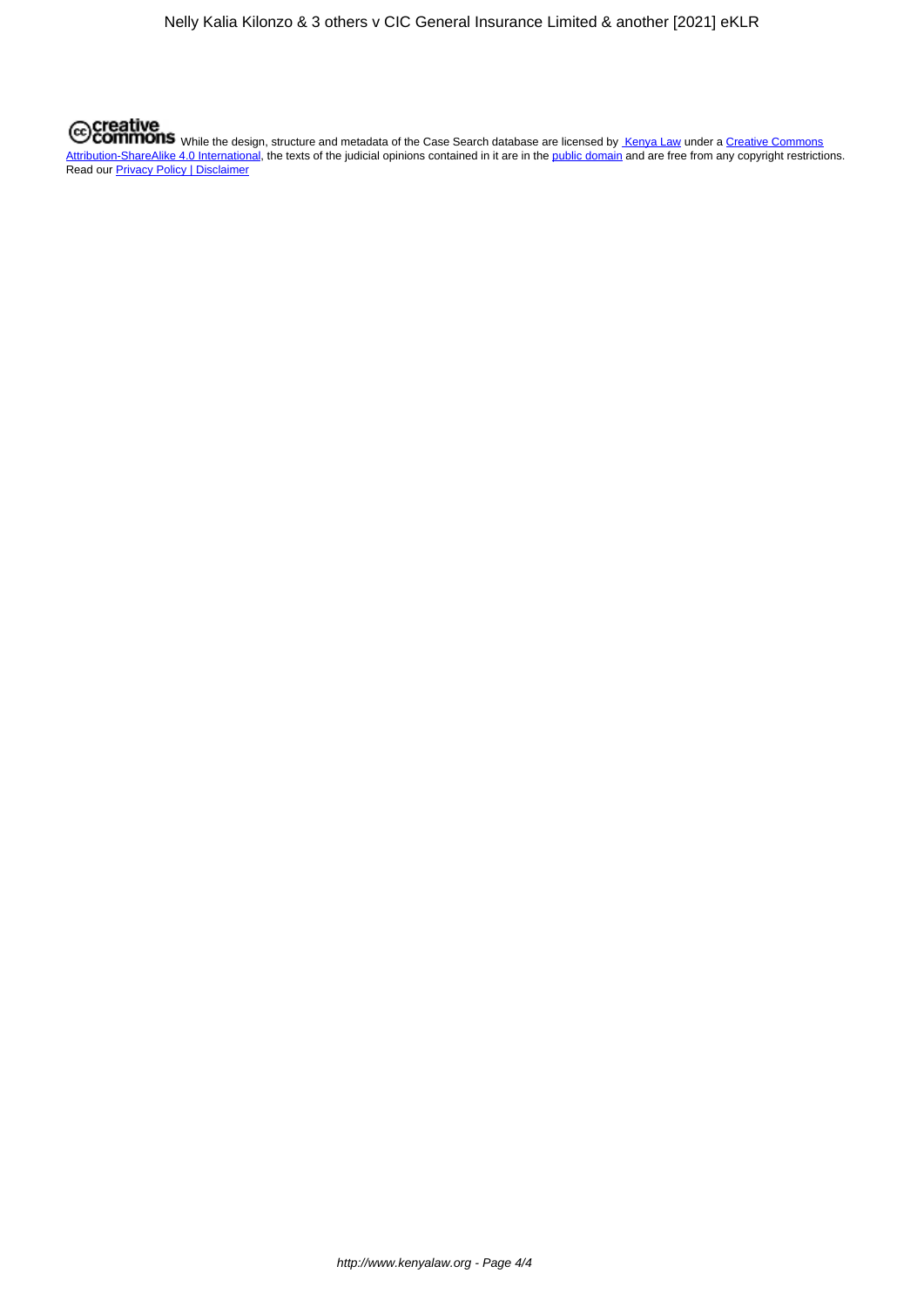While the design, structure and metadata of the Case Search database are licensed by Kenya Law under a Creative Commons Attribution-ShareAlike 4.0 International, the texts of the judicial opinions contained in it are in the public domain and are free from any copyright restrictions. Read our Privacy Policy | Disclaimer